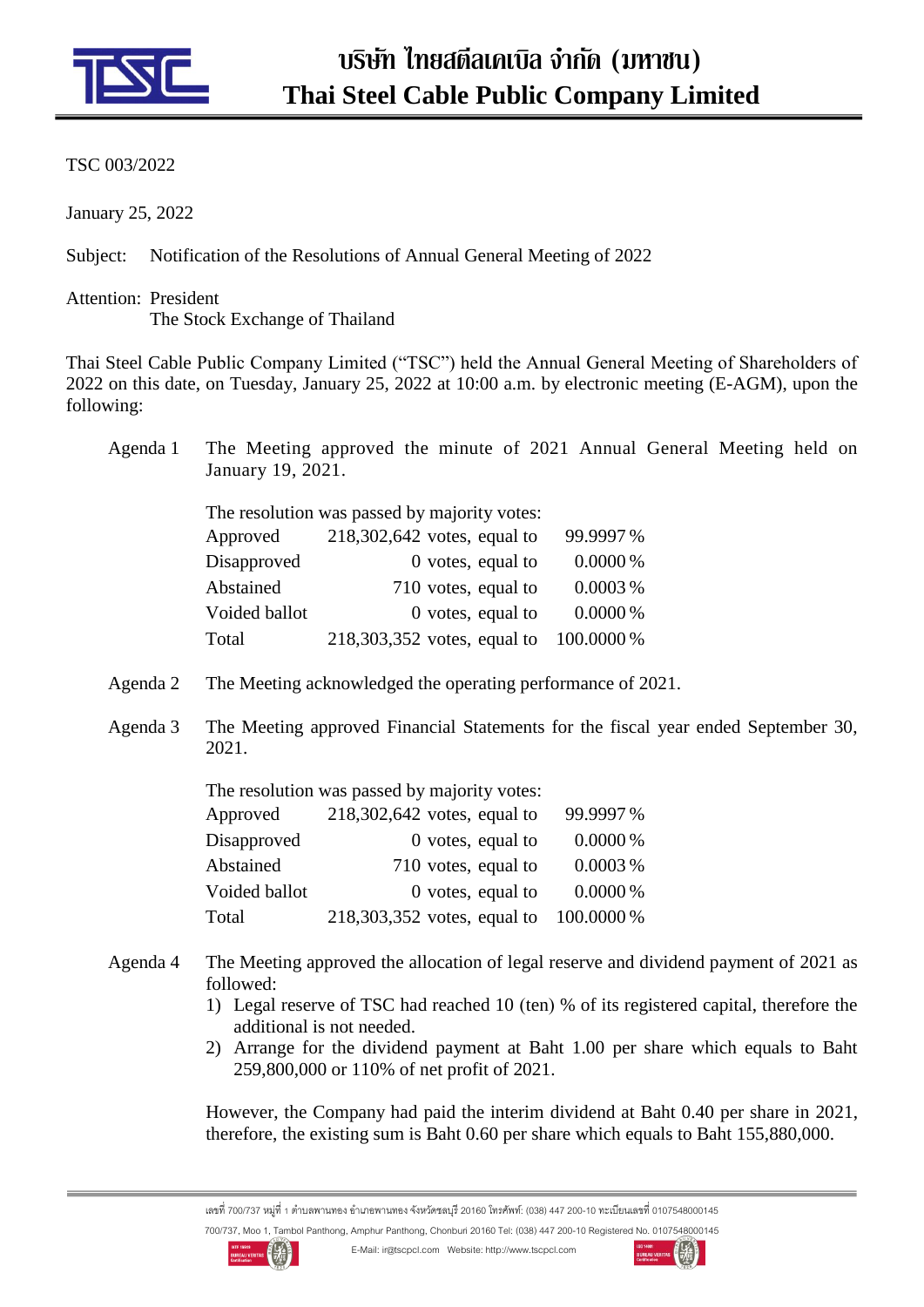# บริษัท ไทยสตีลเคเบิล จำกัด (มหาชน)
# Thai Steel Cable Public Company Limited

TSC 003/2022

January 25, 2022

Subject: Notification of the Resolutions of Annual General Meeting of 2022

Attention: President
The Stock Exchange of Thailand

Thai Steel Cable Public Company Limited ("TSC") held the Annual General Meeting of Shareholders of 2022 on this date, on Tuesday, January 25, 2022 at 10:00 a.m. by electronic meeting (E-AGM), upon the following:

Agenda 1 The Meeting approved the minute of 2021 Annual General Meeting held on January 19, 2021.

The resolution was passed by majority votes:

| | | |
|---|---|---|
| Approved | 218,302,642 votes, equal to | 99.9997 % |
| Disapproved | 0 votes, equal to | 0.0000 % |
| Abstained | 710 votes, equal to | 0.0003 % |
| Voided ballot | 0 votes, equal to | 0.0000 % |
| Total | 218,303,352 votes, equal to | 100.0000 % |

Agenda 2 The Meeting acknowledged the operating performance of 2021.

Agenda 3 The Meeting approved Financial Statements for the fiscal year ended September 30, 2021.

The resolution was passed by majority votes:

| | | |
|---|---|---|
| Approved | 218,302,642 votes, equal to | 99.9997 % |
| Disapproved | 0 votes, equal to | 0.0000 % |
| Abstained | 710 votes, equal to | 0.0003 % |
| Voided ballot | 0 votes, equal to | 0.0000 % |
| Total | 218,303,352 votes, equal to | 100.0000 % |

Agenda 4 The Meeting approved the allocation of legal reserve and dividend payment of 2021 as followed:

1) Legal reserve of TSC had reached 10 (ten) % of its registered capital, therefore the additional is not needed.
2) Arrange for the dividend payment at Baht 1.00 per share which equals to Baht 259,800,000 or 110% of net profit of 2021.

However, the Company had paid the interim dividend at Baht 0.40 per share in 2021, therefore, the existing sum is Baht 0.60 per share which equals to Baht 155,880,000.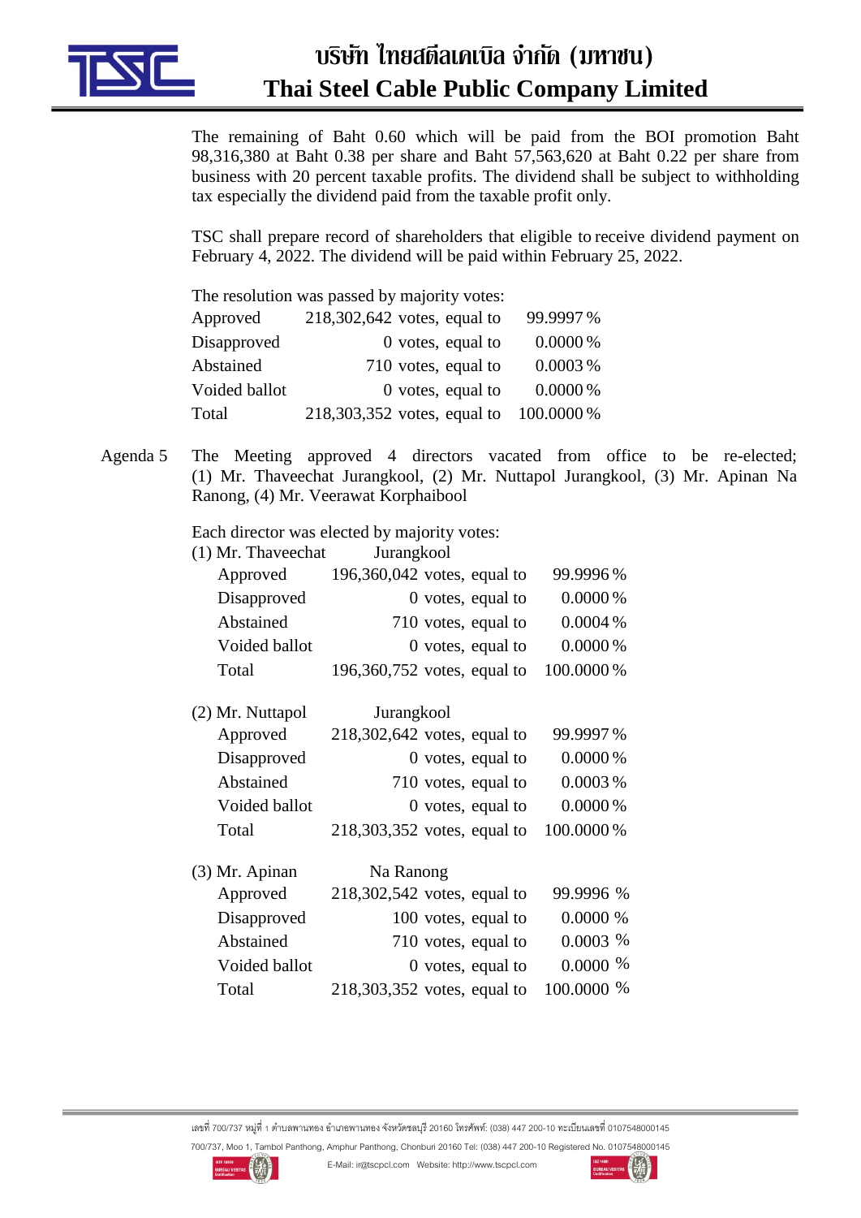The remaining of Baht 0.60 which will be paid from the BOI promotion Baht 98,316,380 at Baht 0.38 per share and Baht 57,563,620 at Baht 0.22 per share from business with 20 percent taxable profits. The dividend shall be subject to withholding tax especially the dividend paid from the taxable profit only.

TSC shall prepare record of shareholders that eligible to receive dividend payment on February 4, 2022. The dividend will be paid within February 25, 2022.

The resolution was passed by majority votes:

| | | |
|---|---|---|
| Approved | 218,302,642 votes, equal to | 99.9997 % |
| Disapproved | 0 votes, equal to | 0.0000 % |
| Abstained | 710 votes, equal to | 0.0003 % |
| Voided ballot | 0 votes, equal to | 0.0000 % |
| Total | 218,303,352 votes, equal to | 100.0000 % |

Agenda 5 The Meeting approved 4 directors vacated from office to be re-elected; (1) Mr. Thaveechat Jurangkool, (2) Mr. Nuttapol Jurangkool, (3) Mr. Apinan Na Ranong, (4) Mr. Veerawat Korphaibool

Each director was elected by majority votes:

(1) Mr. Thaveechat Jurangkool

| | | |
|---|---|---|
| Approved | 196,360,042 votes, equal to | 99.9996 % |
| Disapproved | 0 votes, equal to | 0.0000 % |
| Abstained | 710 votes, equal to | 0.0004 % |
| Voided ballot | 0 votes, equal to | 0.0000 % |
| Total | 196,360,752 votes, equal to | 100.0000 % |

(2) Mr. Nuttapol Jurangkool

| | | |
|---|---|---|
| Approved | 218,302,642 votes, equal to | 99.9997 % |
| Disapproved | 0 votes, equal to | 0.0000 % |
| Abstained | 710 votes, equal to | 0.0003 % |
| Voided ballot | 0 votes, equal to | 0.0000 % |
| Total | 218,303,352 votes, equal to | 100.0000 % |

(3) Mr. Apinan Na Ranong

| | | |
|---|---|---|
| Approved | 218,302,542 votes, equal to | 99.9996 % |
| Disapproved | 100 votes, equal to | 0.0000 % |
| Abstained | 710 votes, equal to | 0.0003 % |
| Voided ballot | 0 votes, equal to | 0.0000 % |
| Total | 218,303,352 votes, equal to | 100.0000 % |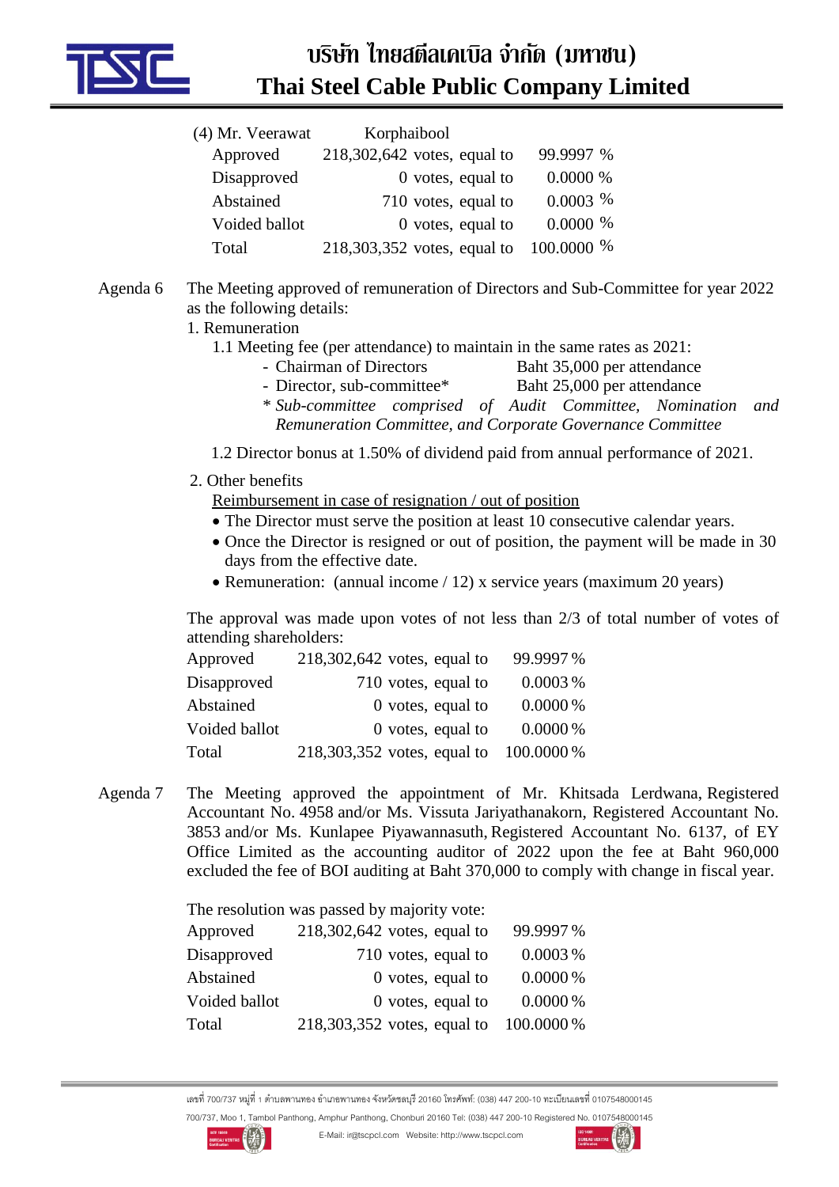(4) Mr. Veerawat Korphaibool

| | | |
|---|---|---|
| Approved | 218,302,642 votes, equal to | 99.9997 % |
| Disapproved | 0 votes, equal to | 0.0000 % |
| Abstained | 710 votes, equal to | 0.0003 % |
| Voided ballot | 0 votes, equal to | 0.0000 % |
| Total | 218,303,352 votes, equal to | 100.0000 % |

Agenda 6 The Meeting approved of remuneration of Directors and Sub-Committee for year 2022 as the following details:

1. Remuneration

   1.1 Meeting fee (per attendance) to maintain in the same rates as 2021:

   - Chairman of Directors Baht 35,000 per attendance
   - Director, sub-committee* Baht 25,000 per attendance

   *\* Sub-committee comprised of Audit Committee, Nomination and Remuneration Committee, and Corporate Governance Committee*

   1.2 Director bonus at 1.50% of dividend paid from annual performance of 2021.

2. Other benefits

   <u>Reimbursement in case of resignation / out of position</u>

   - The Director must serve the position at least 10 consecutive calendar years.
   - Once the Director is resigned or out of position, the payment will be made in 30 days from the effective date.
   - Remuneration: (annual income / 12) x service years (maximum 20 years)

The approval was made upon votes of not less than 2/3 of total number of votes of attending shareholders:

| | | |
|---|---|---|
| Approved | 218,302,642 votes, equal to | 99.9997 % |
| Disapproved | 710 votes, equal to | 0.0003 % |
| Abstained | 0 votes, equal to | 0.0000 % |
| Voided ballot | 0 votes, equal to | 0.0000 % |
| Total | 218,303,352 votes, equal to | 100.0000 % |

Agenda 7 The Meeting approved the appointment of Mr. Khitsada Lerdwana, Registered Accountant No. 4958 and/or Ms. Vissuta Jariyathanakorn, Registered Accountant No. 3853 and/or Ms. Kunlapee Piyawannasuth, Registered Accountant No. 6137, of EY Office Limited as the accounting auditor of 2022 upon the fee at Baht 960,000 excluded the fee of BOI auditing at Baht 370,000 to comply with change in fiscal year.

The resolution was passed by majority vote:

| | | |
|---|---|---|
| Approved | 218,302,642 votes, equal to | 99.9997 % |
| Disapproved | 710 votes, equal to | 0.0003 % |
| Abstained | 0 votes, equal to | 0.0000 % |
| Voided ballot | 0 votes, equal to | 0.0000 % |
| Total | 218,303,352 votes, equal to | 100.0000 % |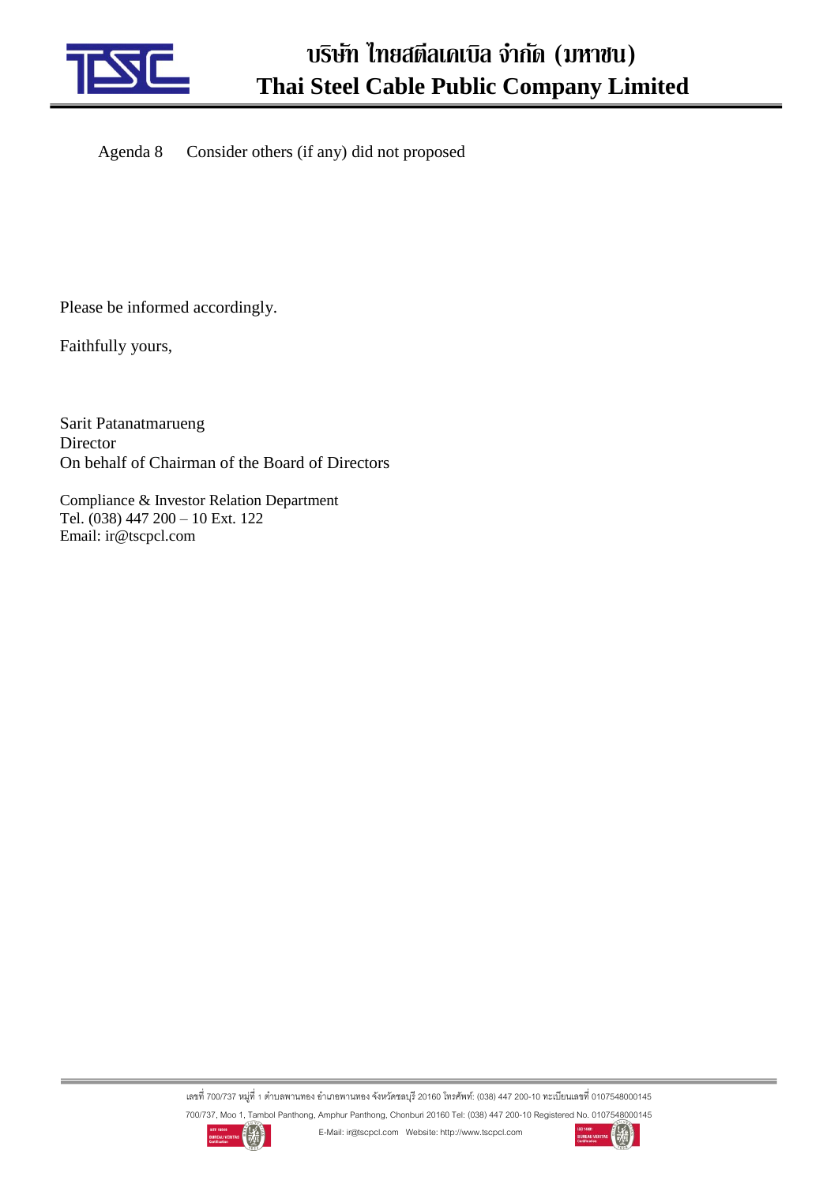Agenda 8 Consider others (if any) did not proposed

Please be informed accordingly.

Faithfully yours,

Sarit Patanatmarueng
Director
On behalf of Chairman of the Board of Directors

Compliance & Investor Relation Department
Tel. (038) 447 200 – 10 Ext. 122
Email: ir@tscpcl.com